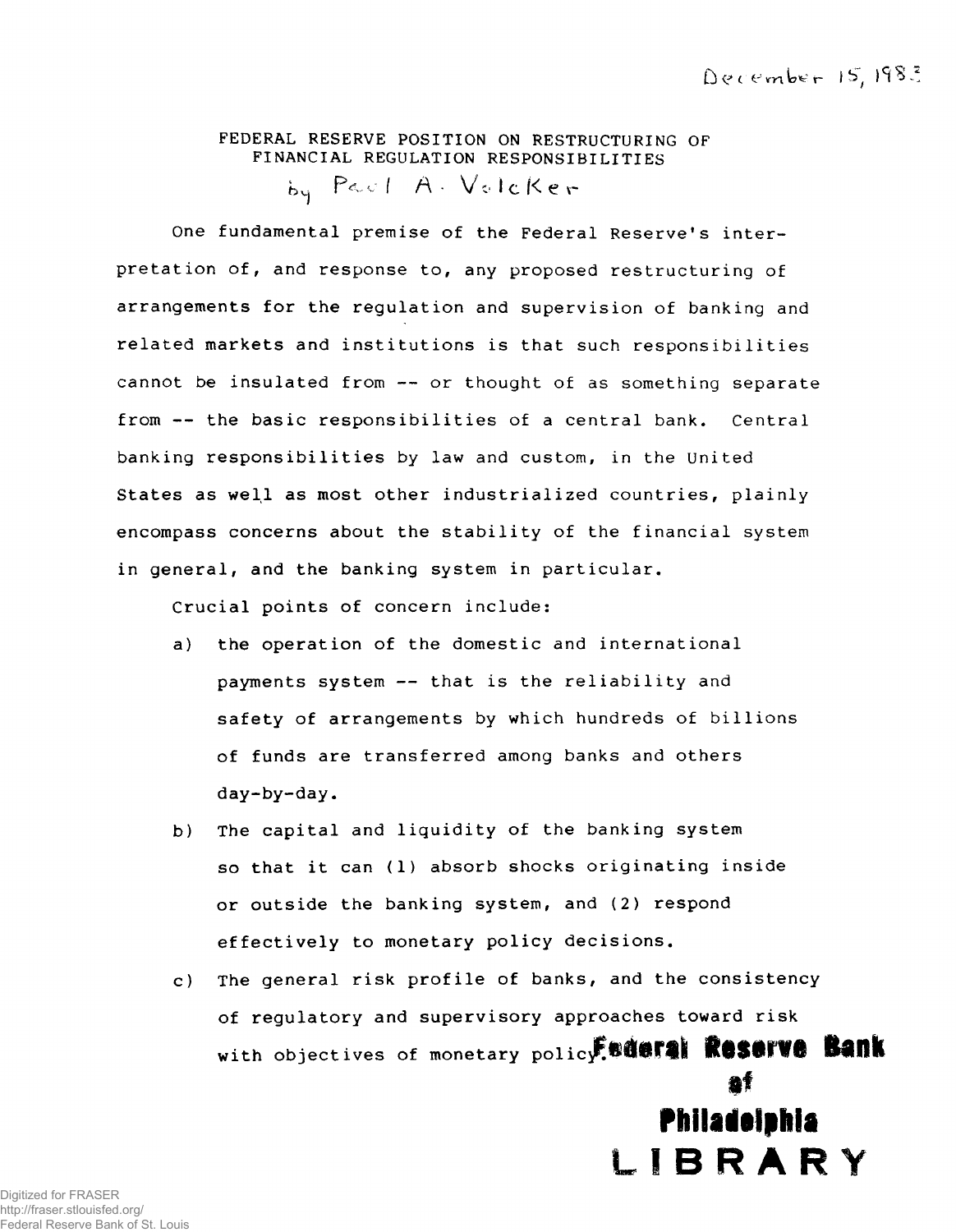December 15, 1983

# FEDERAL RESERVE POSITION ON RESTRUCTURING OF FINANCIAL REGULATION RESPONSIBILITIES

by Paul A. Volcker

One fundamental premise of the Federal Reserve's interpretation of, and response to, any proposed restructuring of arrangements for the regulation and supervision of banking and related markets and institutions is that such responsibilities cannot be insulated from -- or thought of as something separate from -- the basic responsibilities of a central bank. Central banking responsibilities by law and custom, in the United States as well as most other industrialized countries, plainly encompass concerns about the stability of the financial system in general, and the banking system in particular.

Crucial points of concern include:

a) the operation of the domestic and international payments system -- that is the reliability and safety of arrangements by which hundreds of billions of funds are transferred among banks and others day-by-day.

b) The capital and liquidity of the banking system so that it can (1) absorb shocks originating inside or outside the banking system, and (2) respond effectively to monetary policy decisions.

c) The general risk profile of banks, and the consistency of regulatory and supervisory approaches toward risk with objectives of monetary policy.

Federal Reserve Bank of Philadelphia LIBRARY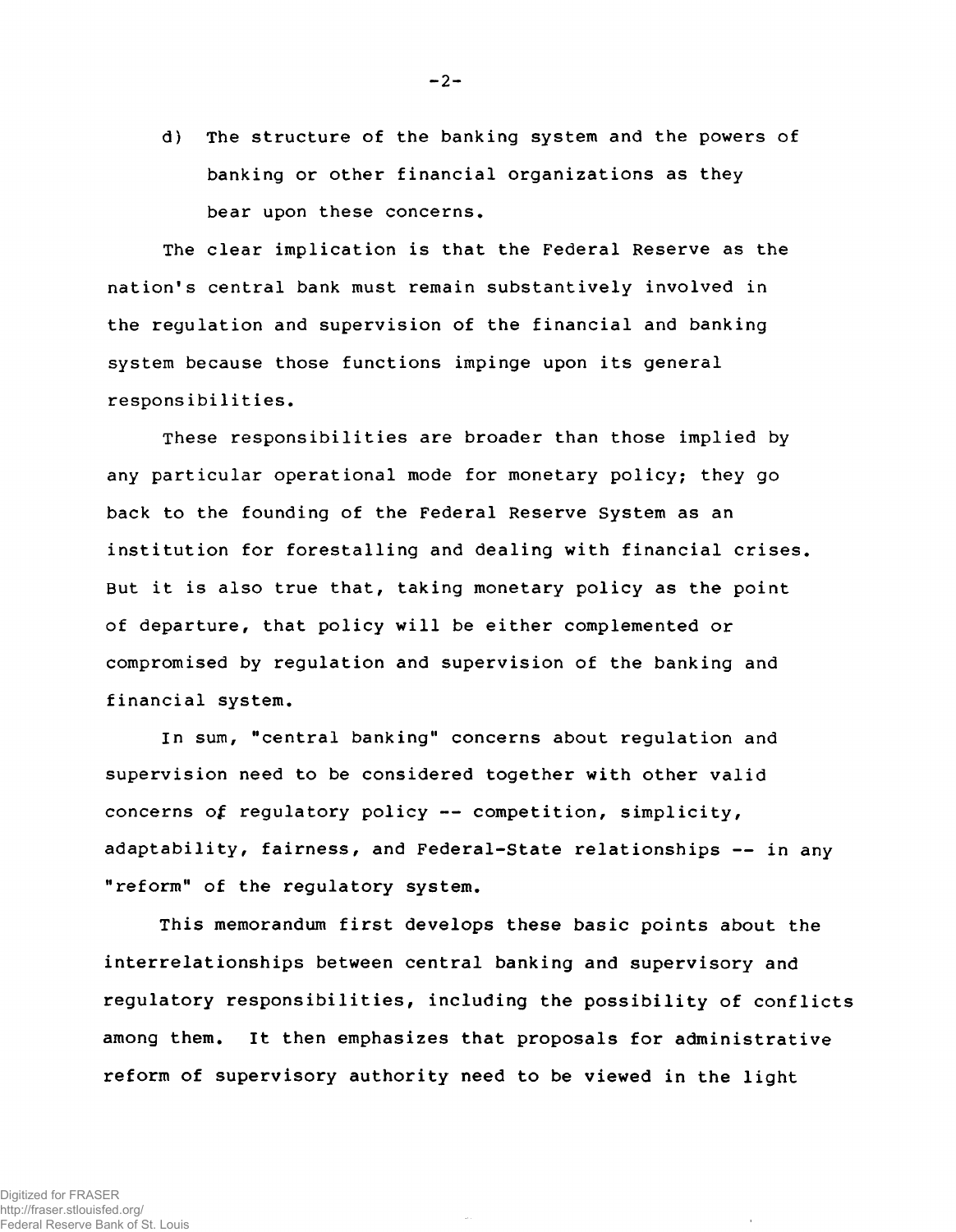d) The structure of the banking system and the powers of banking or other financial organizations as they bear upon these concerns.

The clear implication is that the Federal Reserve as the nation's central bank must remain substantively involved in the regulation and supervision of the financial and banking system because those functions impinge upon its general responsibilities.

These responsibilities are broader than those implied by any particular operational mode for monetary policy; they go back to the founding of the Federal Reserve System as an institution for forestalling and dealing with financial crises. But it is also true that, taking monetary policy as the point of departure, that policy will be either complemented or compromised by regulation and supervision of the banking and financial system.

In sum, "central banking" concerns about regulation and supervision need to be considered together with other valid concerns of regulatory policy -- competition, simplicity, adaptability, fairness, and Federal-State relationships -- in any "reform" of the regulatory system.

This memorandum first develops these basic points about the interrelationships between central banking and supervisory and regulatory responsibilities, including the possibility of conflicts among them. It then emphasizes that proposals for administrative reform of supervisory authority need to be viewed in the light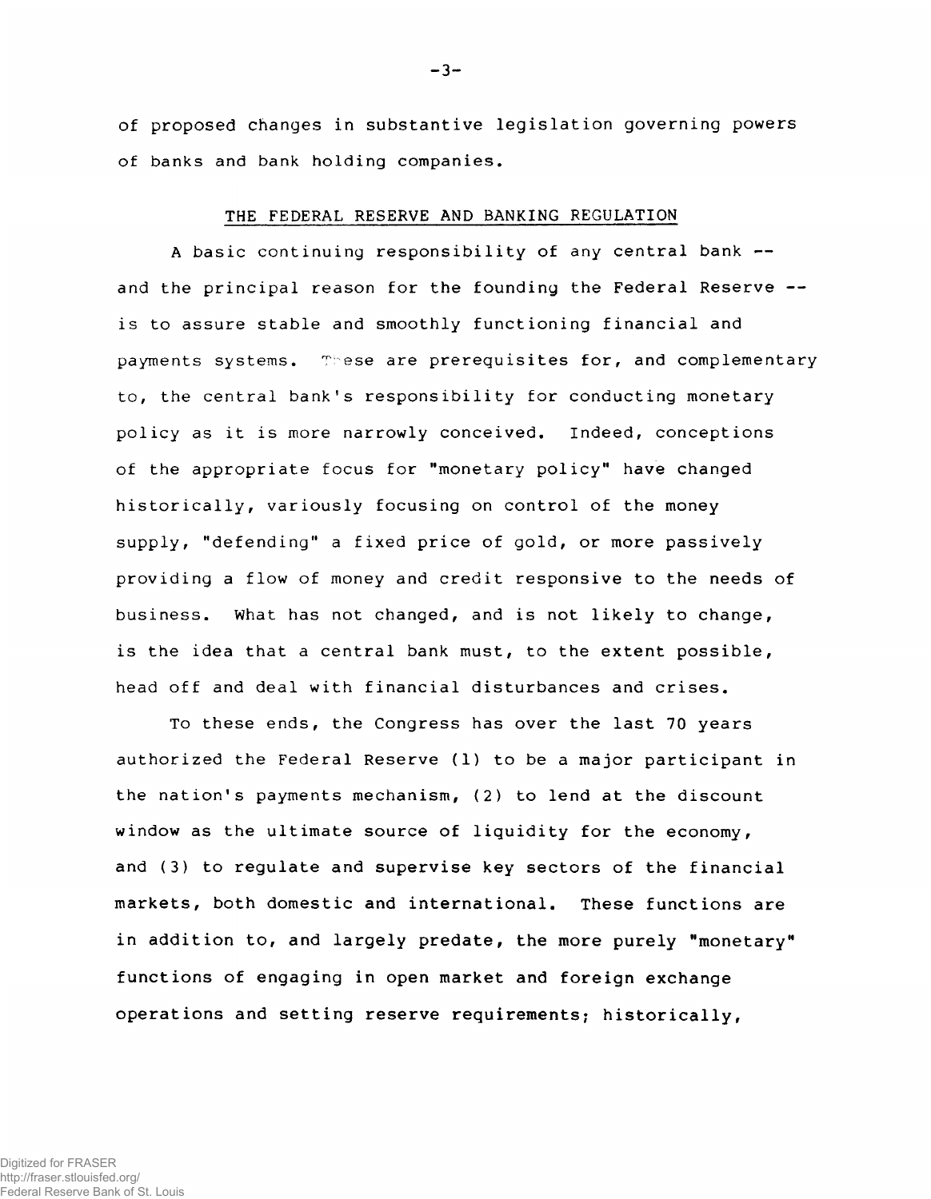of proposed changes in substantive legislation governing powers of banks and bank holding companies.

## THE FEDERAL RESERVE AND BANKING REGULATION

A basic continuing responsibility of any central bank -- and the principal reason for the founding the Federal Reserve -- is to assure stable and smoothly functioning financial and payments systems. These are prerequisites for, and complementary to, the central bank's responsibility for conducting monetary policy as it is more narrowly conceived. Indeed, conceptions of the appropriate focus for "monetary policy" have changed historically, variously focusing on control of the money supply, "defending" a fixed price of gold, or more passively providing a flow of money and credit responsive to the needs of business. What has not changed, and is not likely to change, is the idea that a central bank must, to the extent possible, head off and deal with financial disturbances and crises.

To these ends, the Congress has over the last 70 years authorized the Federal Reserve (1) to be a major participant in the nation's payments mechanism, (2) to lend at the discount window as the ultimate source of liquidity for the economy, and (3) to regulate and supervise key sectors of the financial markets, both domestic and international. These functions are in addition to, and largely predate, the more purely "monetary" functions of engaging in open market and foreign exchange operations and setting reserve requirements; historically,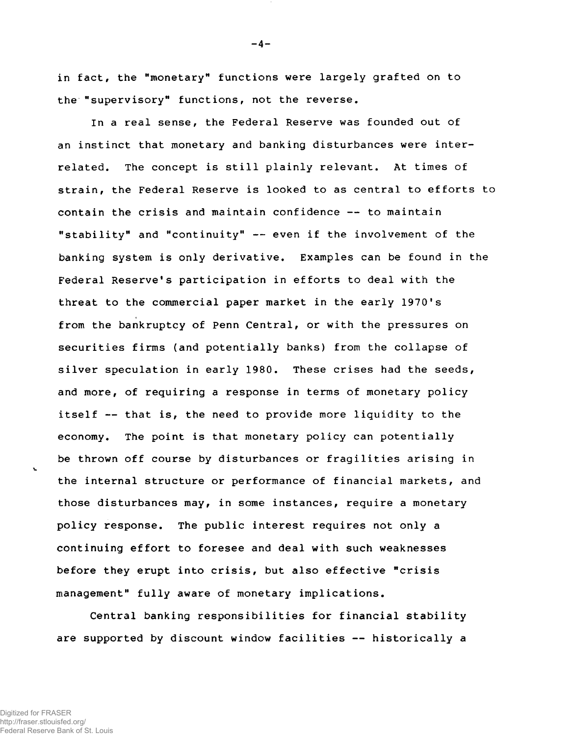in fact, the "monetary" functions were largely grafted on to the "supervisory" functions, not the reverse.

In a real sense, the Federal Reserve was founded out of an instinct that monetary and banking disturbances were inter-related. The concept is still plainly relevant. At times of strain, the Federal Reserve is looked to as central to efforts to contain the crisis and maintain confidence -- to maintain "stability" and "continuity" -- even if the involvement of the banking system is only derivative. Examples can be found in the Federal Reserve's participation in efforts to deal with the threat to the commercial paper market in the early 1970's from the bankruptcy of Penn Central, or with the pressures on securities firms (and potentially banks) from the collapse of silver speculation in early 1980. These crises had the seeds, and more, of requiring a response in terms of monetary policy itself -- that is, the need to provide more liquidity to the economy. The point is that monetary policy can potentially be thrown off course by disturbances or fragilities arising in the internal structure or performance of financial markets, and those disturbances may, in some instances, require a monetary policy response. The public interest requires not only a continuing effort to foresee and deal with such weaknesses before they erupt into crisis, but also effective "crisis management" fully aware of monetary implications.

Central banking responsibilities for financial stability are supported by discount window facilities -- historically a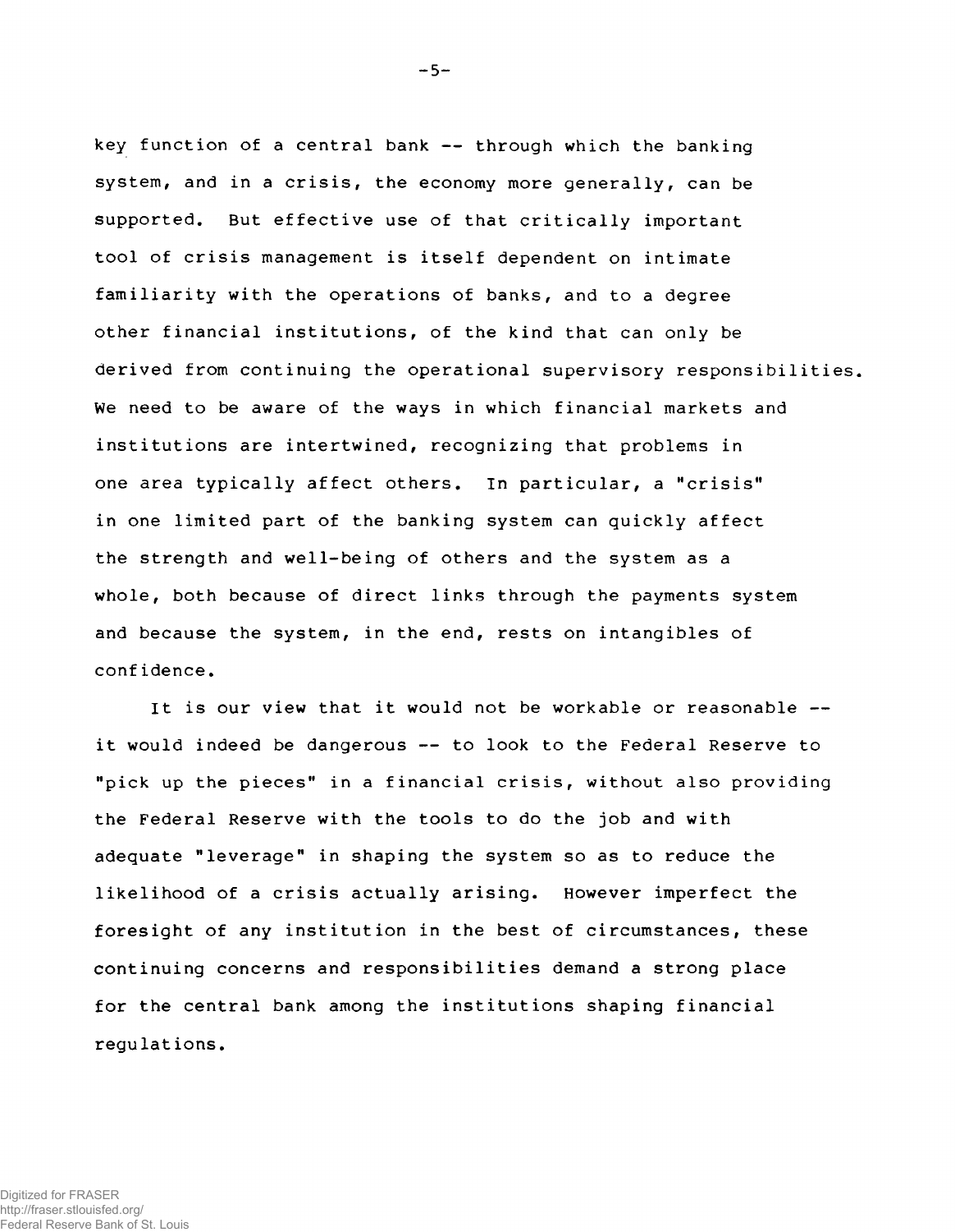key function of a central bank -- through which the banking system, and in a crisis, the economy more generally, can be supported. But effective use of that critically important tool of crisis management is itself dependent on intimate familiarity with the operations of banks, and to a degree other financial institutions, of the kind that can only be derived from continuing the operational supervisory responsibilities. We need to be aware of the ways in which financial markets and institutions are intertwined, recognizing that problems in one area typically affect others. In particular, a "crisis" in one limited part of the banking system can quickly affect the strength and well-being of others and the system as a whole, both because of direct links through the payments system and because the system, in the end, rests on intangibles of confidence.

It is our view that it would not be workable or reasonable -- it would indeed be dangerous -- to look to the Federal Reserve to "pick up the pieces" in a financial crisis, without also providing the Federal Reserve with the tools to do the job and with adequate "leverage" in shaping the system so as to reduce the likelihood of a crisis actually arising. However imperfect the foresight of any institution in the best of circumstances, these continuing concerns and responsibilities demand a strong place for the central bank among the institutions shaping financial regulations.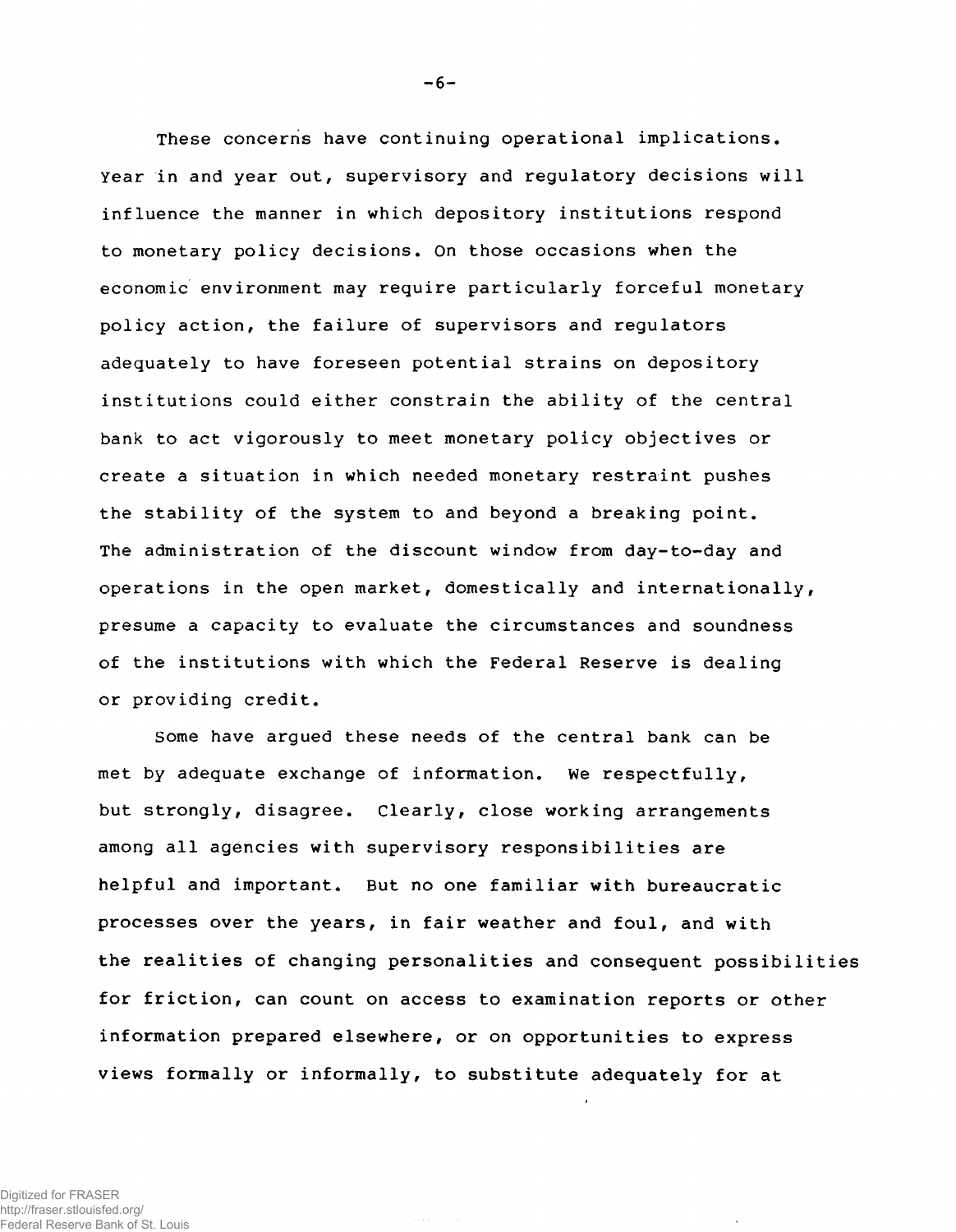These concerns have continuing operational implications. Year in and year out, supervisory and regulatory decisions will influence the manner in which depository institutions respond to monetary policy decisions. On those occasions when the economic environment may require particularly forceful monetary policy action, the failure of supervisors and regulators adequately to have foreseen potential strains on depository institutions could either constrain the ability of the central bank to act vigorously to meet monetary policy objectives or create a situation in which needed monetary restraint pushes the stability of the system to and beyond a breaking point. The administration of the discount window from day-to-day and operations in the open market, domestically and internationally, presume a capacity to evaluate the circumstances and soundness of the institutions with which the Federal Reserve is dealing or providing credit.

Some have argued these needs of the central bank can be met by adequate exchange of information. We respectfully, but strongly, disagree. Clearly, close working arrangements among all agencies with supervisory responsibilities are helpful and important. But no one familiar with bureaucratic processes over the years, in fair weather and foul, and with the realities of changing personalities and consequent possibilities for friction, can count on access to examination reports or other information prepared elsewhere, or on opportunities to express views formally or informally, to substitute adequately for at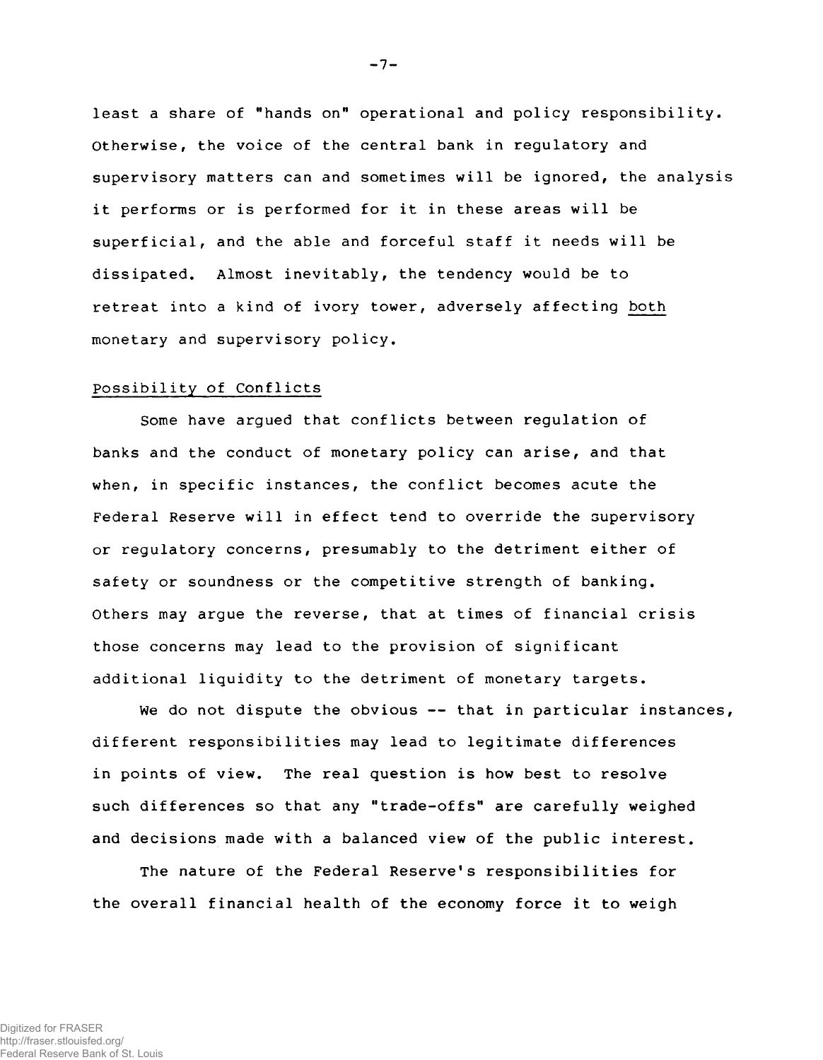least a share of "hands on" operational and policy responsibility. Otherwise, the voice of the central bank in regulatory and supervisory matters can and sometimes will be ignored, the analysis it performs or is performed for it in these areas will be superficial, and the able and forceful staff it needs will be dissipated. Almost inevitably, the tendency would be to retreat into a kind of ivory tower, adversely affecting both monetary and supervisory policy.

Possibility of Conflicts

Some have argued that conflicts between regulation of banks and the conduct of monetary policy can arise, and that when, in specific instances, the conflict becomes acute the Federal Reserve will in effect tend to override the supervisory or regulatory concerns, presumably to the detriment either of safety or soundness or the competitive strength of banking. Others may argue the reverse, that at times of financial crisis those concerns may lead to the provision of significant additional liquidity to the detriment of monetary targets.

We do not dispute the obvious -- that in particular instances, different responsibilities may lead to legitimate differences in points of view. The real question is how best to resolve such differences so that any "trade-offs" are carefully weighed and decisions made with a balanced view of the public interest.

The nature of the Federal Reserve's responsibilities for the overall financial health of the economy force it to weigh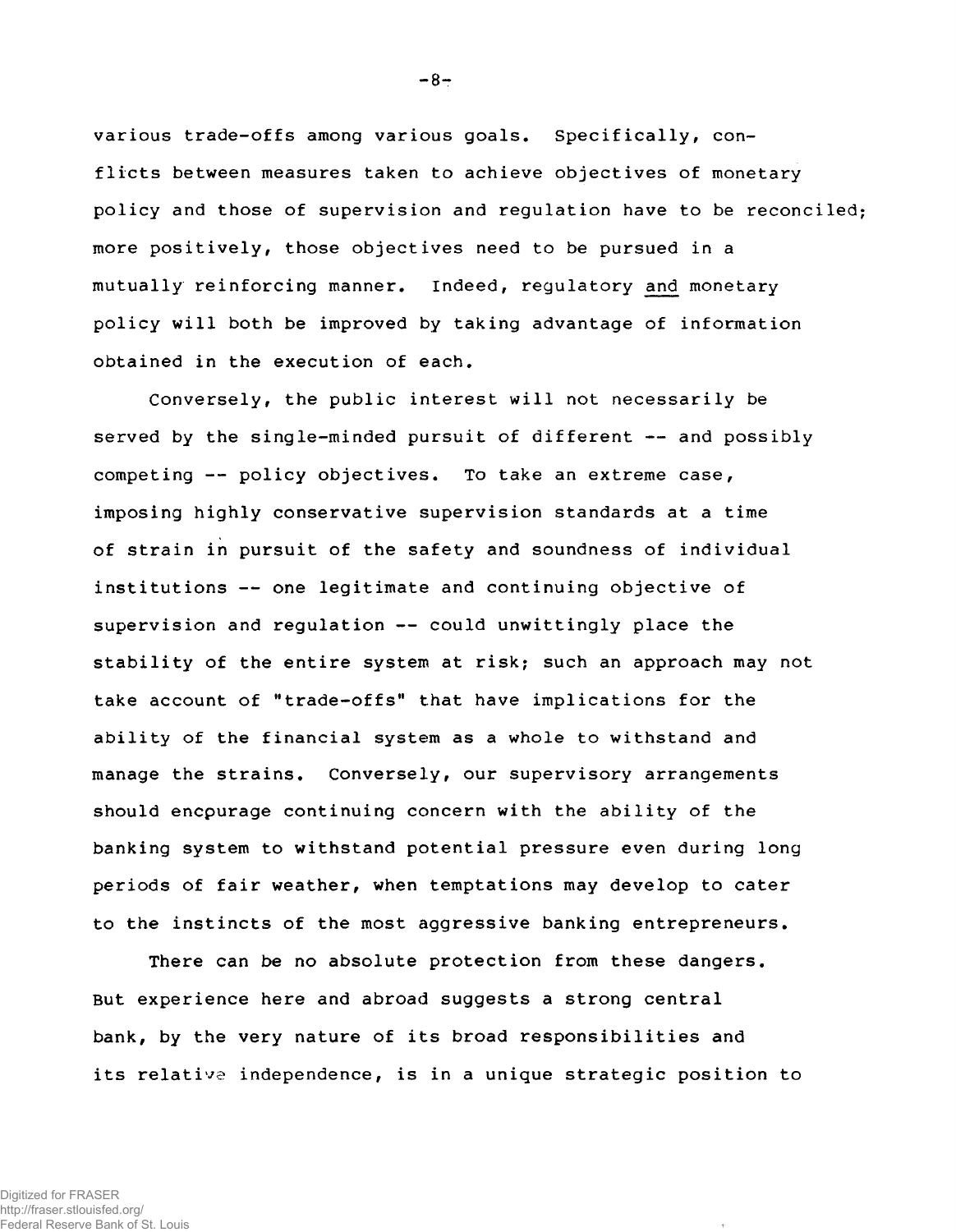various trade-offs among various goals. Specifically, conflicts between measures taken to achieve objectives of monetary policy and those of supervision and regulation have to be reconciled; more positively, those objectives need to be pursued in a mutually reinforcing manner. Indeed, regulatory <u>and</u> monetary policy will both be improved by taking advantage of information obtained in the execution of each.

Conversely, the public interest will not necessarily be served by the single-minded pursuit of different -- and possibly competing -- policy objectives. To take an extreme case, imposing highly conservative supervision standards at a time of strain in pursuit of the safety and soundness of individual institutions -- one legitimate and continuing objective of supervision and regulation -- could unwittingly place the stability of the entire system at risk; such an approach may not take account of "trade-offs" that have implications for the ability of the financial system as a whole to withstand and manage the strains. Conversely, our supervisory arrangements should encourage continuing concern with the ability of the banking system to withstand potential pressure even during long periods of fair weather, when temptations may develop to cater to the instincts of the most aggressive banking entrepreneurs.

There can be no absolute protection from these dangers. But experience here and abroad suggests a strong central bank, by the very nature of its broad responsibilities and its relative independence, is in a unique strategic position to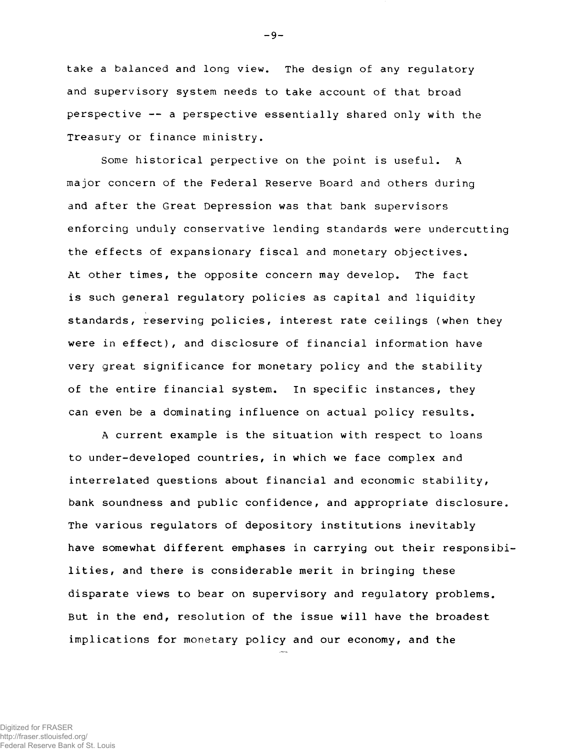take a balanced and long view. The design of any regulatory and supervisory system needs to take account of that broad perspective -- a perspective essentially shared only with the Treasury or finance ministry.

Some historical perpective on the point is useful. A major concern of the Federal Reserve Board and others during and after the Great Depression was that bank supervisors enforcing unduly conservative lending standards were undercutting the effects of expansionary fiscal and monetary objectives. At other times, the opposite concern may develop. The fact is such general regulatory policies as capital and liquidity standards, reserving policies, interest rate ceilings (when they were in effect), and disclosure of financial information have very great significance for monetary policy and the stability of the entire financial system. In specific instances, they can even be a dominating influence on actual policy results.

A current example is the situation with respect to loans to under-developed countries, in which we face complex and interrelated questions about financial and economic stability, bank soundness and public confidence, and appropriate disclosure. The various regulators of depository institutions inevitably have somewhat different emphases in carrying out their responsibilities, and there is considerable merit in bringing these disparate views to bear on supervisory and regulatory problems. But in the end, resolution of the issue will have the broadest implications for monetary policy and our economy, and the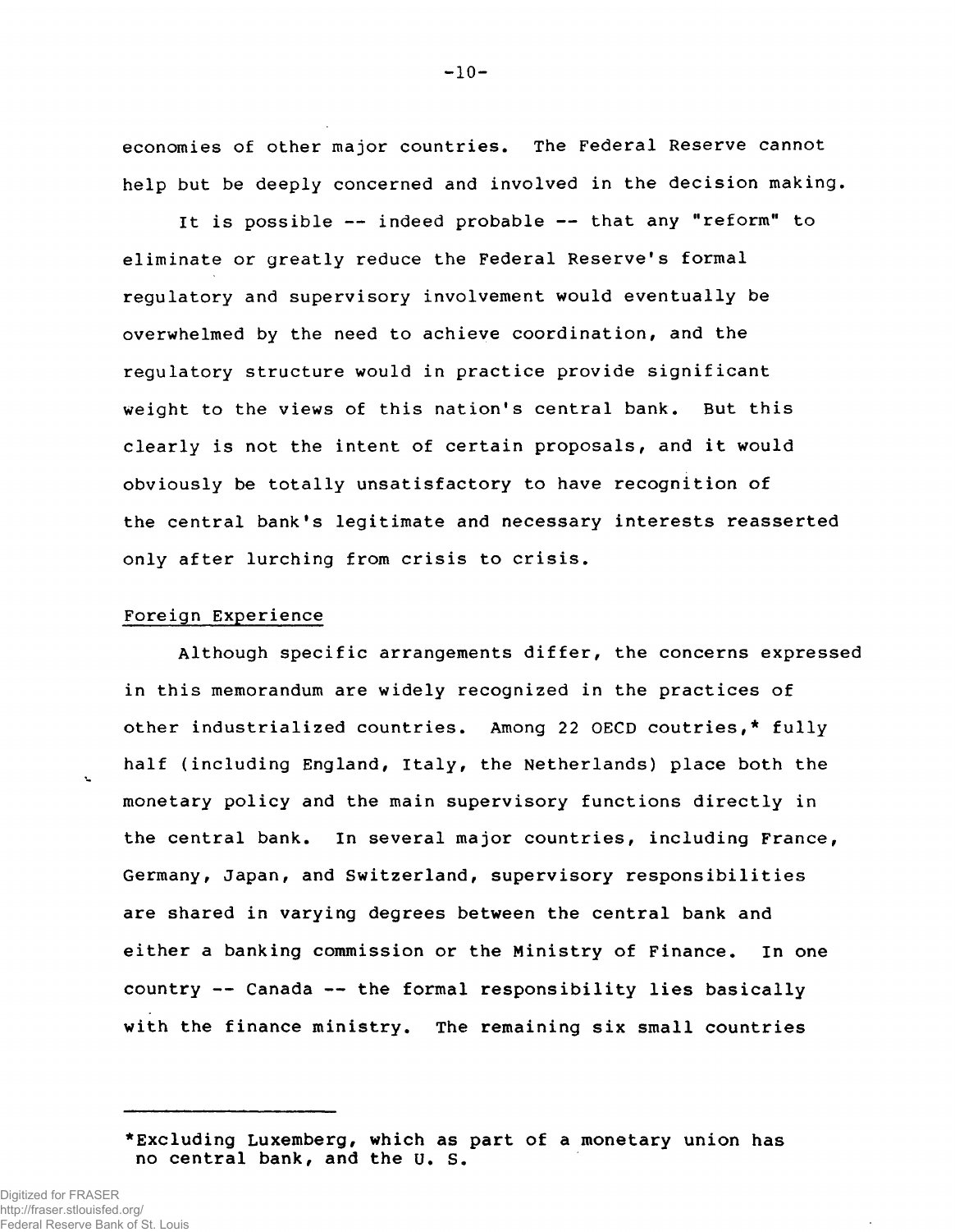economies of other major countries. The Federal Reserve cannot help but be deeply concerned and involved in the decision making.

It is possible -- indeed probable -- that any "reform" to eliminate or greatly reduce the Federal Reserve's formal regulatory and supervisory involvement would eventually be overwhelmed by the need to achieve coordination, and the regulatory structure would in practice provide significant weight to the views of this nation's central bank. But this clearly is not the intent of certain proposals, and it would obviously be totally unsatisfactory to have recognition of the central bank's legitimate and necessary interests reasserted only after lurching from crisis to crisis.

Foreign Experience

Although specific arrangements differ, the concerns expressed in this memorandum are widely recognized in the practices of other industrialized countries. Among 22 OECD coutries,* fully half (including England, Italy, the Netherlands) place both the monetary policy and the main supervisory functions directly in the central bank. In several major countries, including France, Germany, Japan, and Switzerland, supervisory responsibilities are shared in varying degrees between the central bank and either a banking commission or the Ministry of Finance. In one country -- Canada -- the formal responsibility lies basically with the finance ministry. The remaining six small countries

---

*Excluding Luxemberg, which as part of a monetary union has no central bank, and the U. S.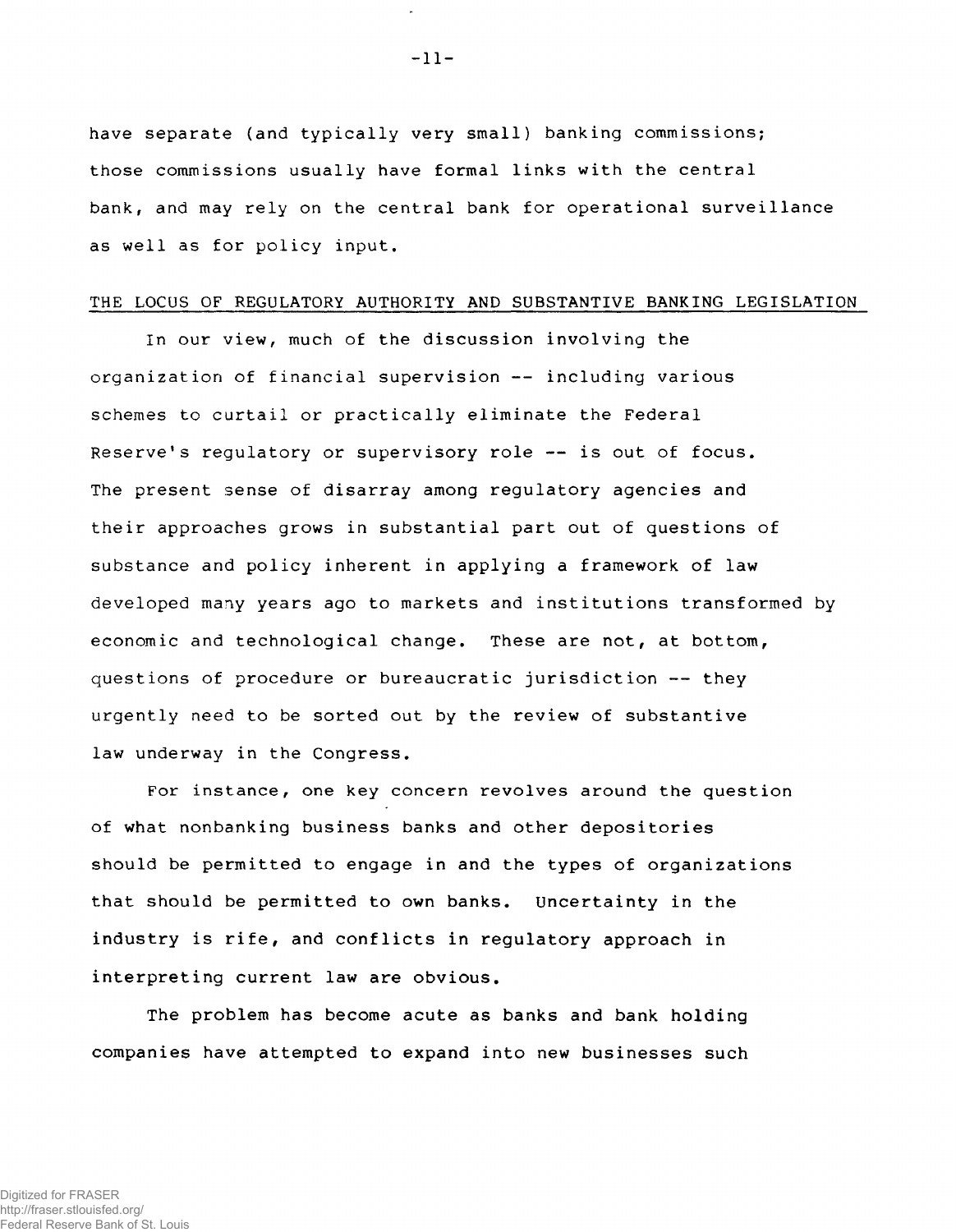have separate (and typically very small) banking commissions; those commissions usually have formal links with the central bank, and may rely on the central bank for operational surveillance as well as for policy input.

## THE LOCUS OF REGULATORY AUTHORITY AND SUBSTANTIVE BANKING LEGISLATION

In our view, much of the discussion involving the organization of financial supervision -- including various schemes to curtail or practically eliminate the Federal Reserve's regulatory or supervisory role -- is out of focus. The present sense of disarray among regulatory agencies and their approaches grows in substantial part out of questions of substance and policy inherent in applying a framework of law developed many years ago to markets and institutions transformed by economic and technological change. These are not, at bottom, questions of procedure or bureaucratic jurisdiction -- they urgently need to be sorted out by the review of substantive law underway in the Congress.

For instance, one key concern revolves around the question of what nonbanking business banks and other depositories should be permitted to engage in and the types of organizations that should be permitted to own banks. Uncertainty in the industry is rife, and conflicts in regulatory approach in interpreting current law are obvious.

The problem has become acute as banks and bank holding companies have attempted to expand into new businesses such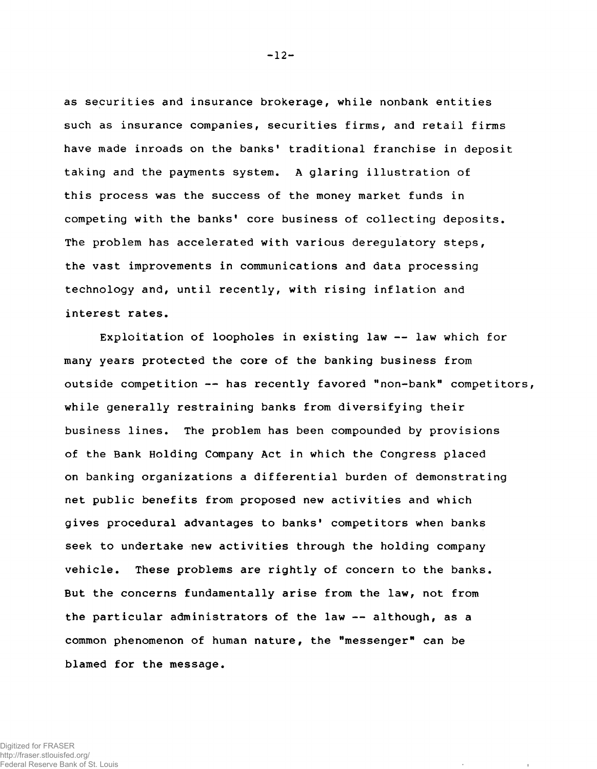as securities and insurance brokerage, while nonbank entities such as insurance companies, securities firms, and retail firms have made inroads on the banks' traditional franchise in deposit taking and the payments system. A glaring illustration of this process was the success of the money market funds in competing with the banks' core business of collecting deposits. The problem has accelerated with various deregulatory steps, the vast improvements in communications and data processing technology and, until recently, with rising inflation and interest rates.

Exploitation of loopholes in existing law -- law which for many years protected the core of the banking business from outside competition -- has recently favored "non-bank" competitors, while generally restraining banks from diversifying their business lines. The problem has been compounded by provisions of the Bank Holding Company Act in which the Congress placed on banking organizations a differential burden of demonstrating net public benefits from proposed new activities and which gives procedural advantages to banks' competitors when banks seek to undertake new activities through the holding company vehicle. These problems are rightly of concern to the banks. But the concerns fundamentally arise from the law, not from the particular administrators of the law -- although, as a common phenomenon of human nature, the "messenger" can be blamed for the message.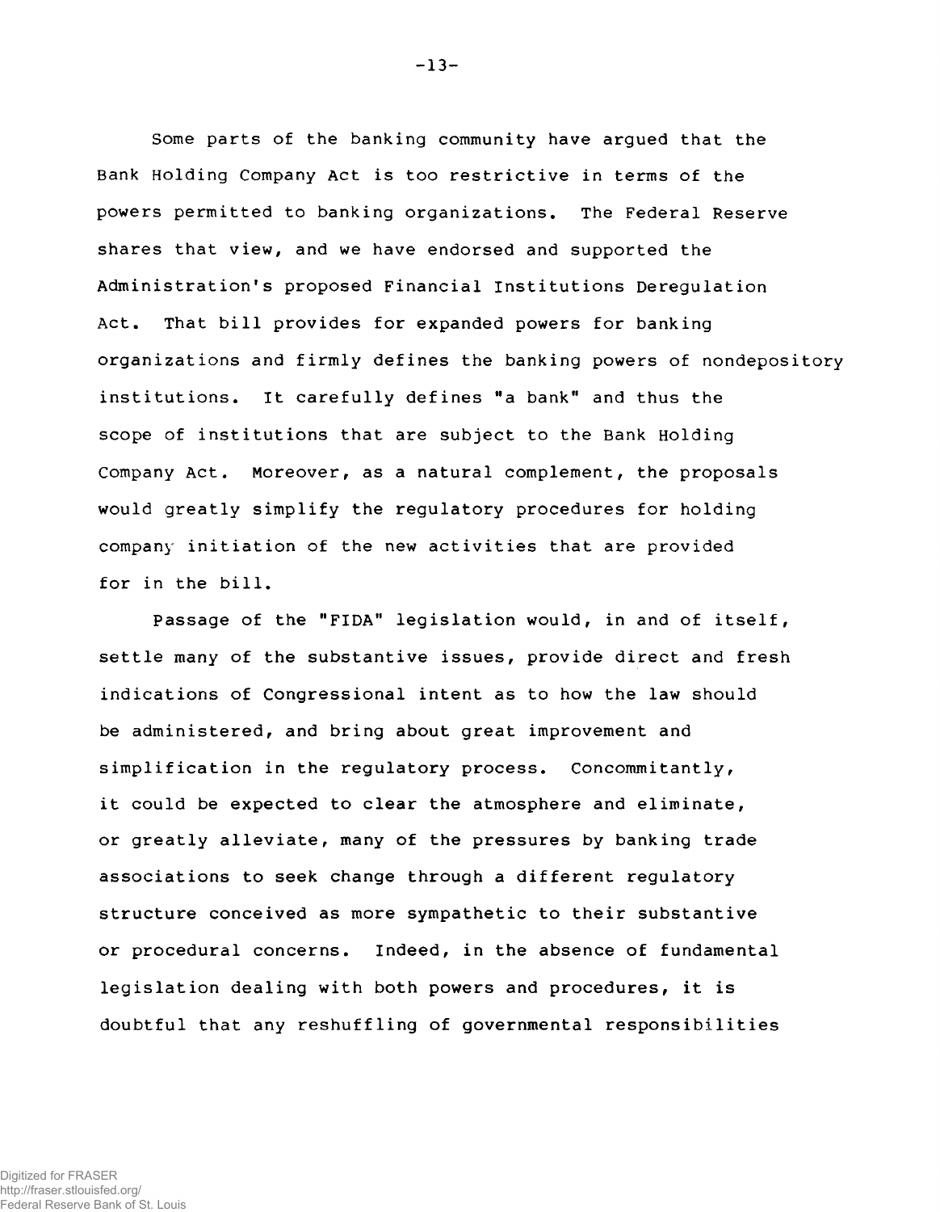Some parts of the banking community have argued that the Bank Holding Company Act is too restrictive in terms of the powers permitted to banking organizations. The Federal Reserve shares that view, and we have endorsed and supported the Administration's proposed Financial Institutions Deregulation Act. That bill provides for expanded powers for banking organizations and firmly defines the banking powers of nondepository institutions. It carefully defines "a bank" and thus the scope of institutions that are subject to the Bank Holding Company Act. Moreover, as a natural complement, the proposals would greatly simplify the regulatory procedures for holding company initiation of the new activities that are provided for in the bill.

Passage of the "FIDA" legislation would, in and of itself, settle many of the substantive issues, provide direct and fresh indications of Congressional intent as to how the law should be administered, and bring about great improvement and simplification in the regulatory process. Concommitantly, it could be expected to clear the atmosphere and eliminate, or greatly alleviate, many of the pressures by banking trade associations to seek change through a different regulatory structure conceived as more sympathetic to their substantive or procedural concerns. Indeed, in the absence of fundamental legislation dealing with both powers and procedures, it is doubtful that any reshuffling of governmental responsibilities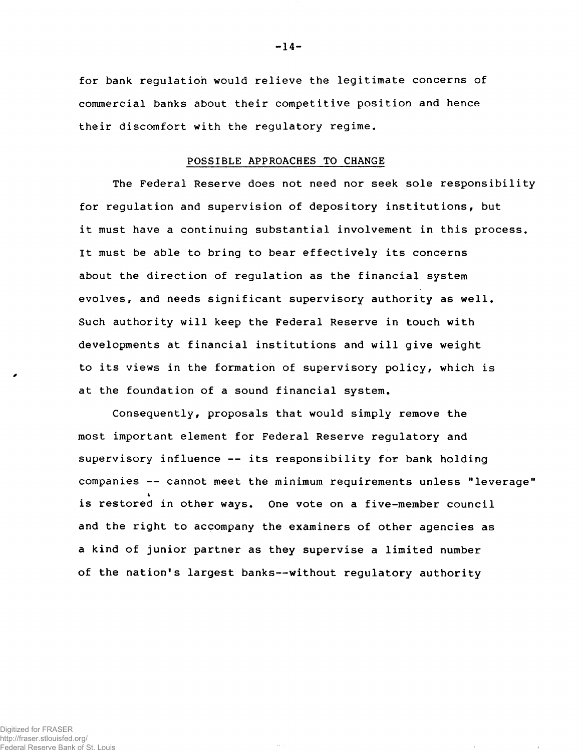for bank regulation would relieve the legitimate concerns of commercial banks about their competitive position and hence their discomfort with the regulatory regime.

## POSSIBLE APPROACHES TO CHANGE

The Federal Reserve does not need nor seek sole responsibility for regulation and supervision of depository institutions, but it must have a continuing substantial involvement in this process. It must be able to bring to bear effectively its concerns about the direction of regulation as the financial system evolves, and needs significant supervisory authority as well. Such authority will keep the Federal Reserve in touch with developments at financial institutions and will give weight to its views in the formation of supervisory policy, which is at the foundation of a sound financial system.

Consequently, proposals that would simply remove the most important element for Federal Reserve regulatory and supervisory influence -- its responsibility for bank holding companies -- cannot meet the minimum requirements unless "leverage" is restored in other ways. One vote on a five-member council and the right to accompany the examiners of other agencies as a kind of junior partner as they supervise a limited number of the nation's largest banks--without regulatory authority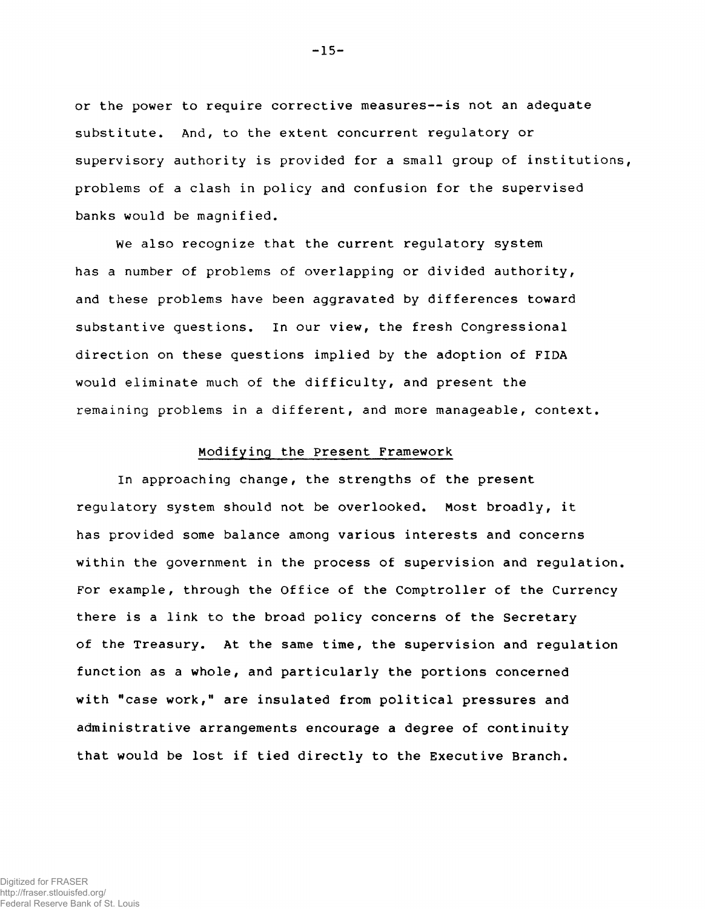or the power to require corrective measures--is not an adequate substitute. And, to the extent concurrent regulatory or supervisory authority is provided for a small group of institutions, problems of a clash in policy and confusion for the supervised banks would be magnified.

We also recognize that the current regulatory system has a number of problems of overlapping or divided authority, and these problems have been aggravated by differences toward substantive questions. In our view, the fresh Congressional direction on these questions implied by the adoption of FIDA would eliminate much of the difficulty, and present the remaining problems in a different, and more manageable, context.

## Modifying the Present Framework

In approaching change, the strengths of the present regulatory system should not be overlooked. Most broadly, it has provided some balance among various interests and concerns within the government in the process of supervision and regulation. For example, through the Office of the Comptroller of the Currency there is a link to the broad policy concerns of the Secretary of the Treasury. At the same time, the supervision and regulation function as a whole, and particularly the portions concerned with "case work," are insulated from political pressures and administrative arrangements encourage a degree of continuity that would be lost if tied directly to the Executive Branch.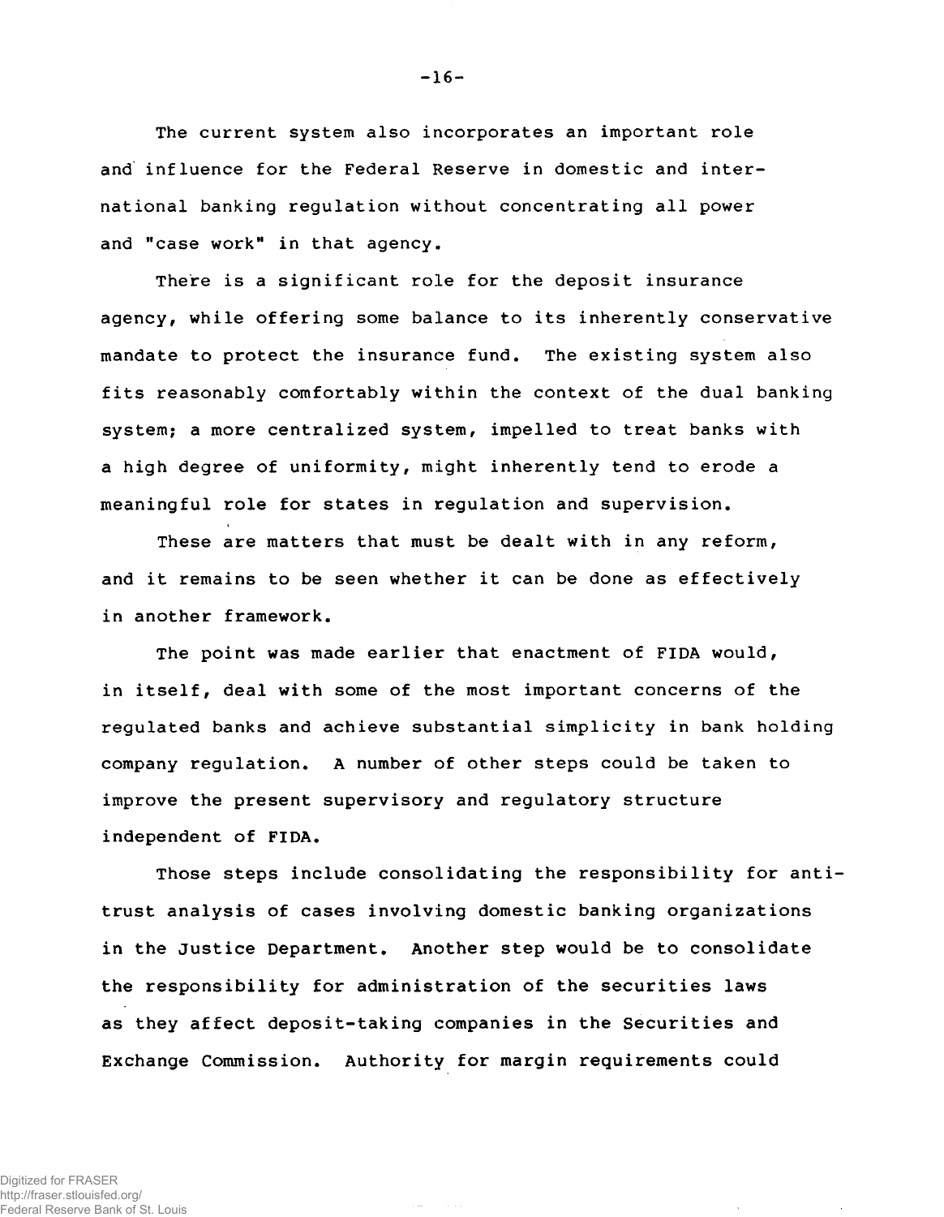The current system also incorporates an important role and influence for the Federal Reserve in domestic and international banking regulation without concentrating all power and "case work" in that agency.

There is a significant role for the deposit insurance agency, while offering some balance to its inherently conservative mandate to protect the insurance fund. The existing system also fits reasonably comfortably within the context of the dual banking system; a more centralized system, impelled to treat banks with a high degree of uniformity, might inherently tend to erode a meaningful role for states in regulation and supervision.

These are matters that must be dealt with in any reform, and it remains to be seen whether it can be done as effectively in another framework.

The point was made earlier that enactment of FIDA would, in itself, deal with some of the most important concerns of the regulated banks and achieve substantial simplicity in bank holding company regulation. A number of other steps could be taken to improve the present supervisory and regulatory structure independent of FIDA.

Those steps include consolidating the responsibility for antitrust analysis of cases involving domestic banking organizations in the Justice Department. Another step would be to consolidate the responsibility for administration of the securities laws as they affect deposit-taking companies in the Securities and Exchange Commission. Authority for margin requirements could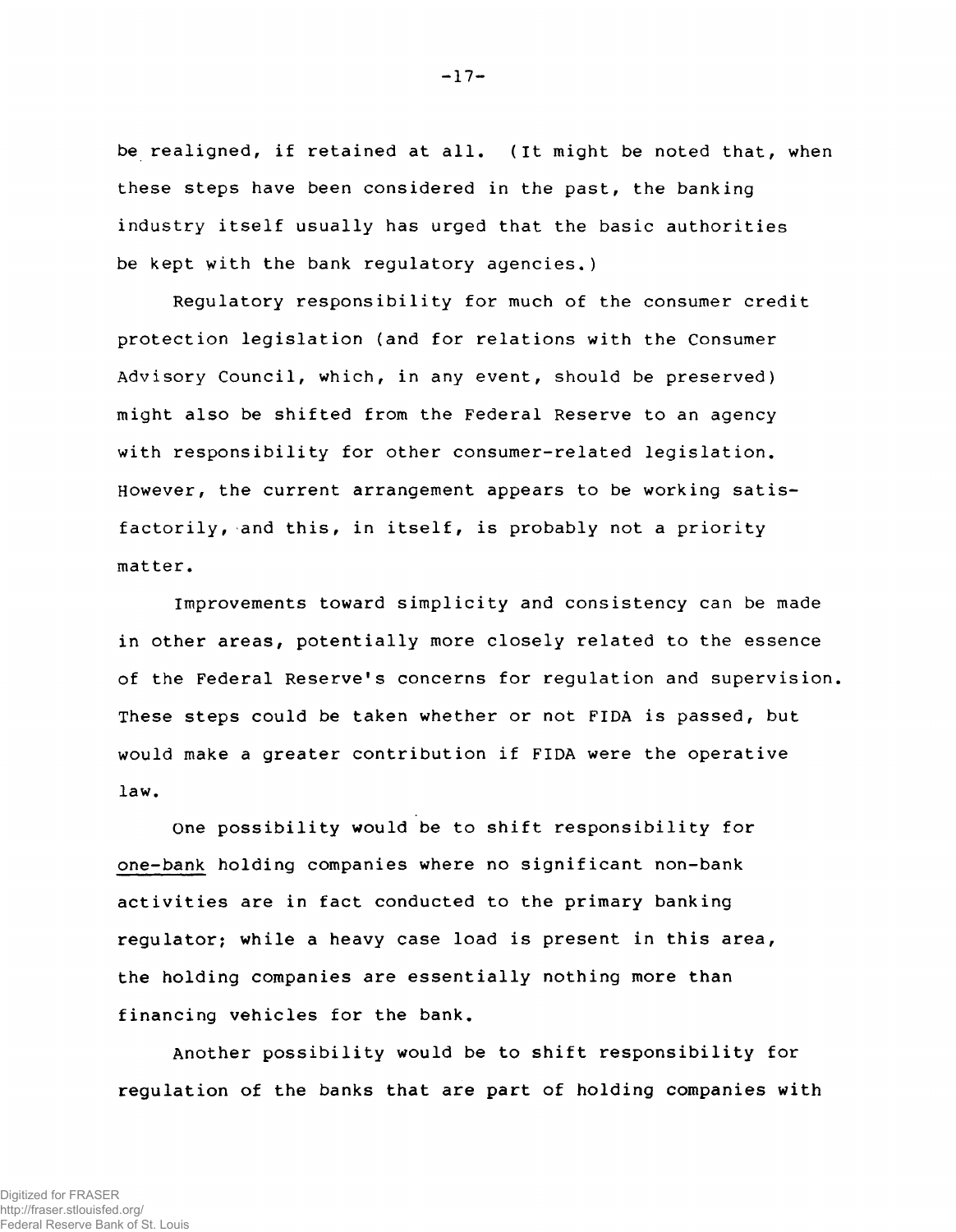be realigned, if retained at all. (It might be noted that, when these steps have been considered in the past, the banking industry itself usually has urged that the basic authorities be kept with the bank regulatory agencies.)

Regulatory responsibility for much of the consumer credit protection legislation (and for relations with the Consumer Advisory Council, which, in any event, should be preserved) might also be shifted from the Federal Reserve to an agency with responsibility for other consumer-related legislation. However, the current arrangement appears to be working satisfactorily, and this, in itself, is probably not a priority matter.

Improvements toward simplicity and consistency can be made in other areas, potentially more closely related to the essence of the Federal Reserve's concerns for regulation and supervision. These steps could be taken whether or not FIDA is passed, but would make a greater contribution if FIDA were the operative law.

One possibility would be to shift responsibility for <u>one-bank</u> holding companies where no significant non-bank activities are in fact conducted to the primary banking regulator; while a heavy case load is present in this area, the holding companies are essentially nothing more than financing vehicles for the bank.

Another possibility would be to shift responsibility for regulation of the banks that are part of holding companies with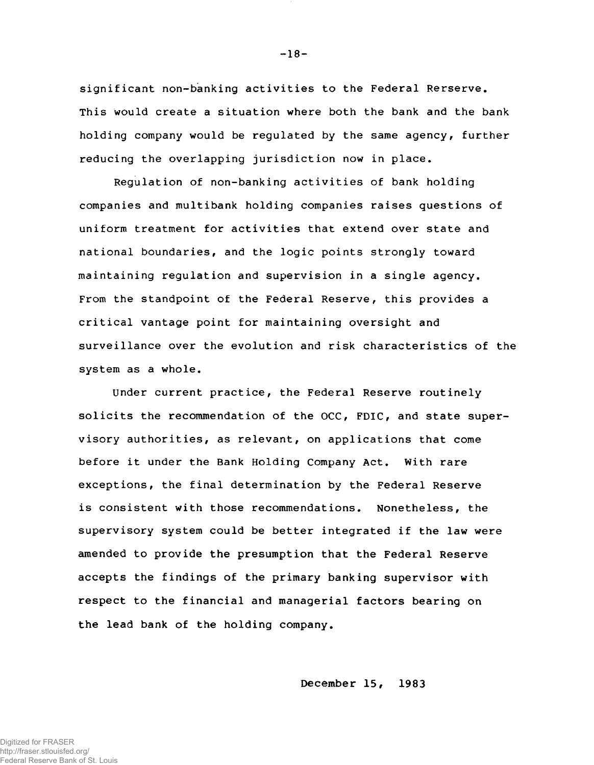significant non-banking activities to the Federal Rerserve. This would create a situation where both the bank and the bank holding company would be regulated by the same agency, further reducing the overlapping jurisdiction now in place.

Regulation of non-banking activities of bank holding companies and multibank holding companies raises questions of uniform treatment for activities that extend over state and national boundaries, and the logic points strongly toward maintaining regulation and supervision in a single agency. From the standpoint of the Federal Reserve, this provides a critical vantage point for maintaining oversight and surveillance over the evolution and risk characteristics of the system as a whole.

Under current practice, the Federal Reserve routinely solicits the recommendation of the OCC, FDIC, and state supervisory authorities, as relevant, on applications that come before it under the Bank Holding Company Act. With rare exceptions, the final determination by the Federal Reserve is consistent with those recommendations. Nonetheless, the supervisory system could be better integrated if the law were amended to provide the presumption that the Federal Reserve accepts the findings of the primary banking supervisor with respect to the financial and managerial factors bearing on the lead bank of the holding company.

December 15, 1983